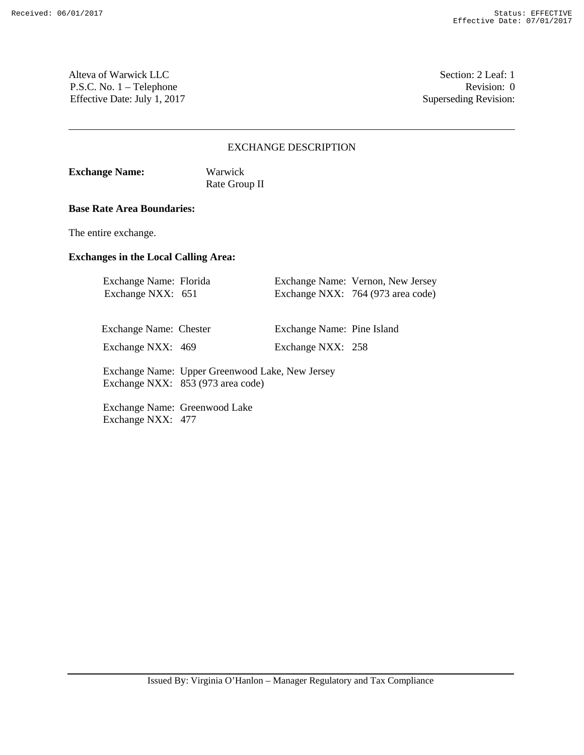Alteva of Warwick LLC
P.S.C. No. 1 – Telephone
Effective Date: July 1, 2017

Section: 2 Leaf: 1
Revision: 0
Superseding Revision:

## EXCHANGE DESCRIPTION

**Exchange Name:** Warwick
Rate Group II

**Base Rate Area Boundaries:**

The entire exchange.

**Exchanges in the Local Calling Area:**

Exchange Name: Florida
Exchange NXX: 651

Exchange Name: Vernon, New Jersey
Exchange NXX: 764 (973 area code)

Exchange Name: Chester
Exchange NXX: 469

Exchange Name: Pine Island
Exchange NXX: 258

Exchange Name: Upper Greenwood Lake, New Jersey
Exchange NXX: 853 (973 area code)

Exchange Name: Greenwood Lake
Exchange NXX: 477

Issued By: Virginia O'Hanlon – Manager Regulatory and Tax Compliance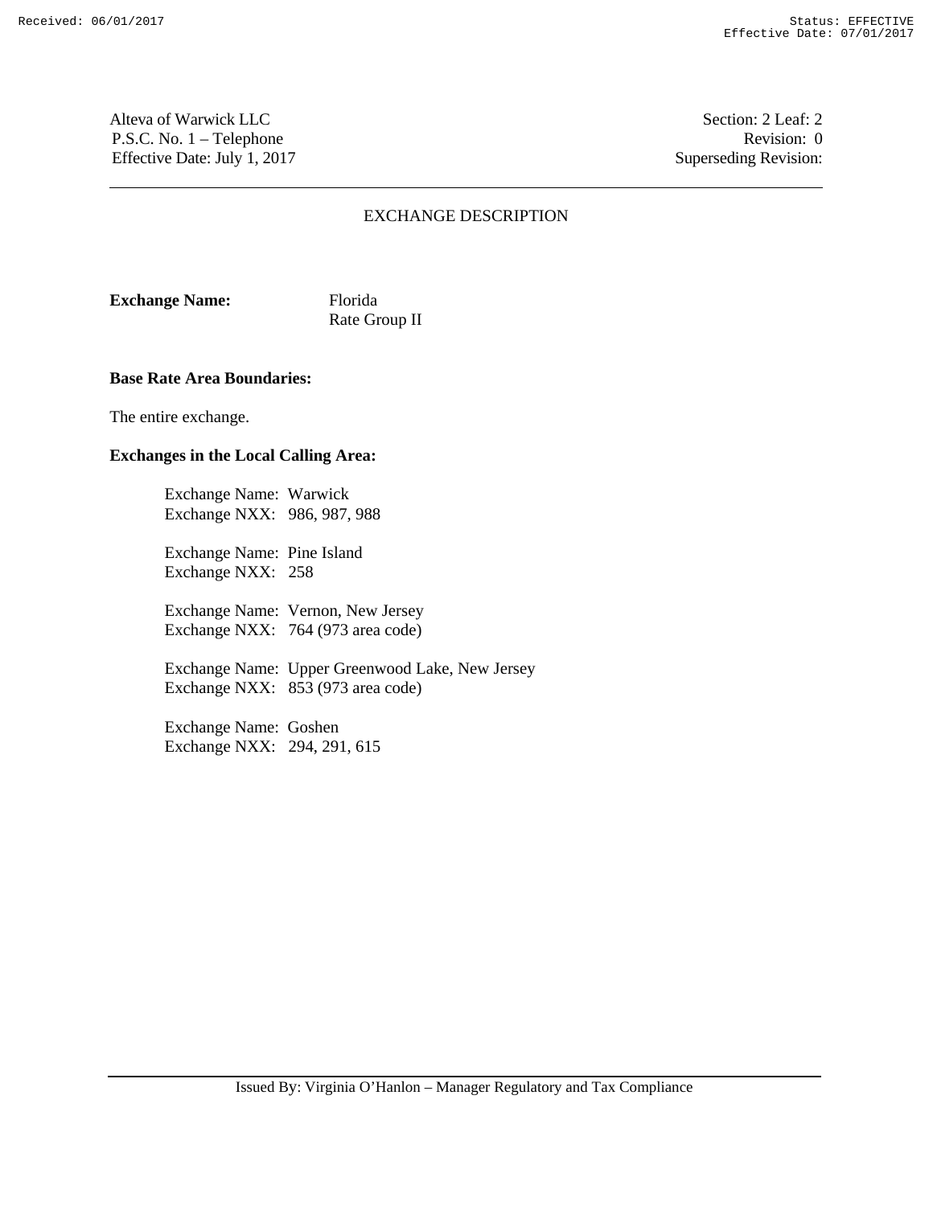Alteva of Warwick LLC
P.S.C. No. 1 – Telephone
Effective Date: July 1, 2017

Section: 2 Leaf: 2
Revision: 0
Superseding Revision:

## EXCHANGE DESCRIPTION

**Exchange Name:** Florida
Rate Group II

**Base Rate Area Boundaries:**

The entire exchange.

**Exchanges in the Local Calling Area:**

Exchange Name: Warwick
Exchange NXX: 986, 987, 988

Exchange Name: Pine Island
Exchange NXX: 258

Exchange Name: Vernon, New Jersey
Exchange NXX: 764 (973 area code)

Exchange Name: Upper Greenwood Lake, New Jersey
Exchange NXX: 853 (973 area code)

Exchange Name: Goshen
Exchange NXX: 294, 291, 615

Issued By: Virginia O'Hanlon – Manager Regulatory and Tax Compliance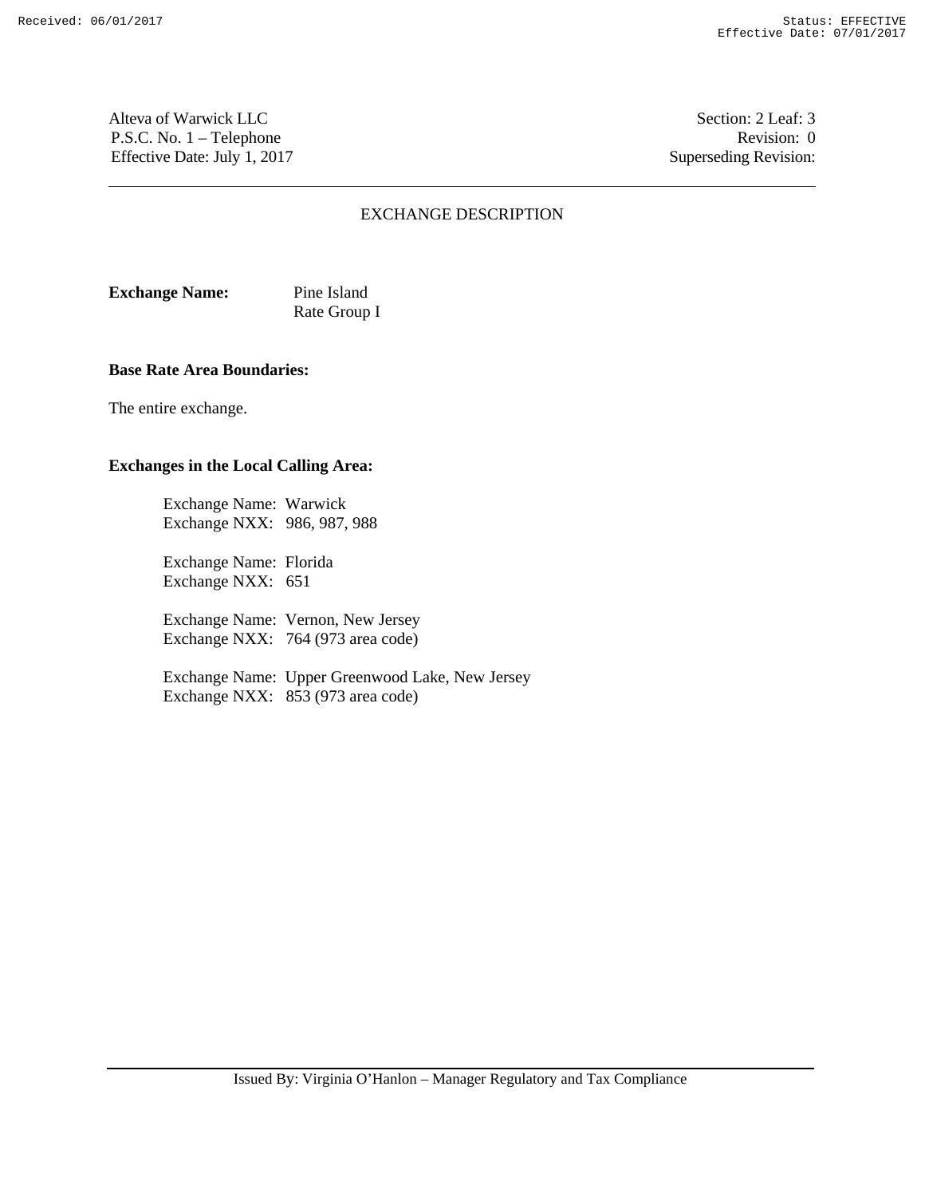Alteva of Warwick LLC
P.S.C. No. 1 – Telephone
Effective Date: July 1, 2017

Section: 2 Leaf: 3
Revision: 0
Superseding Revision:

## EXCHANGE DESCRIPTION

**Exchange Name:** Pine Island
Rate Group I

**Base Rate Area Boundaries:**

The entire exchange.

**Exchanges in the Local Calling Area:**

Exchange Name: Warwick
Exchange NXX: 986, 987, 988

Exchange Name: Florida
Exchange NXX: 651

Exchange Name: Vernon, New Jersey
Exchange NXX: 764 (973 area code)

Exchange Name: Upper Greenwood Lake, New Jersey
Exchange NXX: 853 (973 area code)

Issued By: Virginia O'Hanlon – Manager Regulatory and Tax Compliance